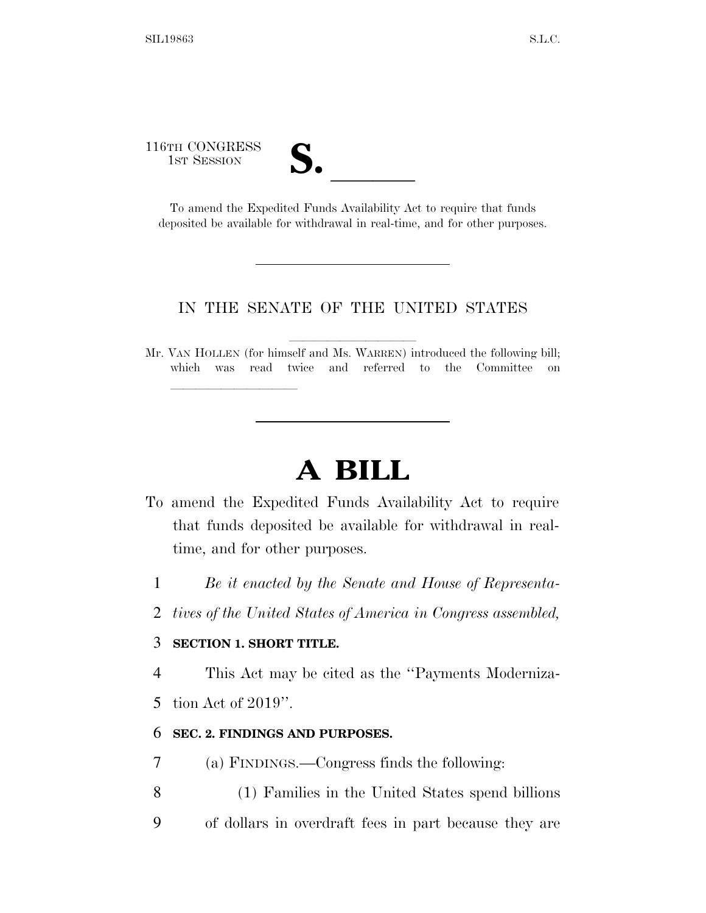116TH CONGRESS
1ST SESSION

# S. \_\_\_\_\_\_

To amend the Expedited Funds Availability Act to require that funds deposited be available for withdrawal in real-time, and for other purposes.

---

IN THE SENATE OF THE UNITED STATES

Mr. VAN HOLLEN (for himself and Ms. WARREN) introduced the following bill; which was read twice and referred to the Committee on \_\_\_\_\_\_\_\_\_\_

---

# A BILL

To amend the Expedited Funds Availability Act to require that funds deposited be available for withdrawal in real-time, and for other purposes.

1 *Be it enacted by the Senate and House of Representa-*
2 *tives of the United States of America in Congress assembled,*

3 **SECTION 1. SHORT TITLE.**

4 This Act may be cited as the "Payments Moderniza-
5 tion Act of 2019".

6 **SEC. 2. FINDINGS AND PURPOSES.**

7 (a) FINDINGS.—Congress finds the following:

8 (1) Families in the United States spend billions
9 of dollars in overdraft fees in part because they are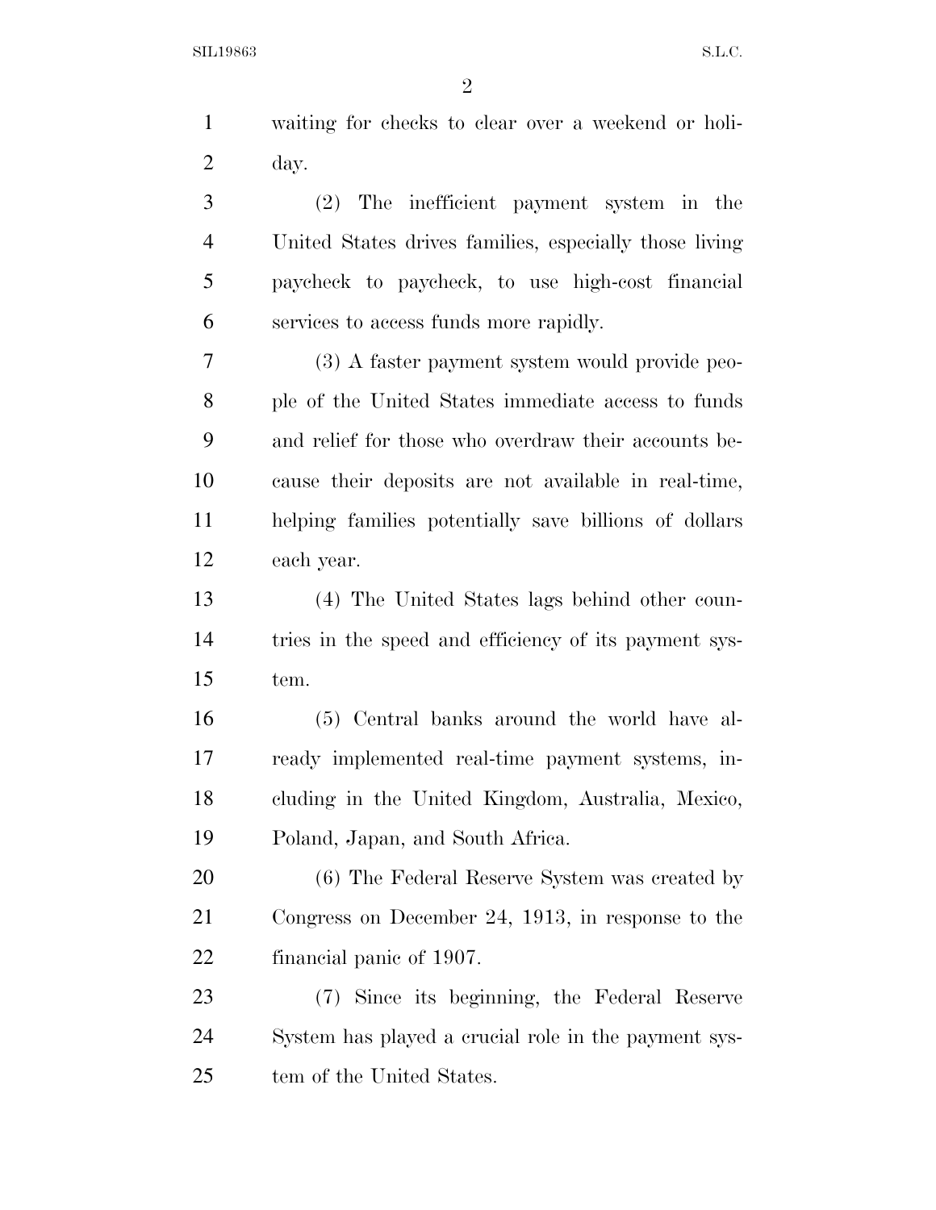waiting for checks to clear over a weekend or holiday.

(2) The inefficient payment system in the United States drives families, especially those living paycheck to paycheck, to use high-cost financial services to access funds more rapidly.

(3) A faster payment system would provide people of the United States immediate access to funds and relief for those who overdraw their accounts because their deposits are not available in real-time, helping families potentially save billions of dollars each year.

(4) The United States lags behind other countries in the speed and efficiency of its payment system.

(5) Central banks around the world have already implemented real-time payment systems, including in the United Kingdom, Australia, Mexico, Poland, Japan, and South Africa.

(6) The Federal Reserve System was created by Congress on December 24, 1913, in response to the financial panic of 1907.

(7) Since its beginning, the Federal Reserve System has played a crucial role in the payment system of the United States.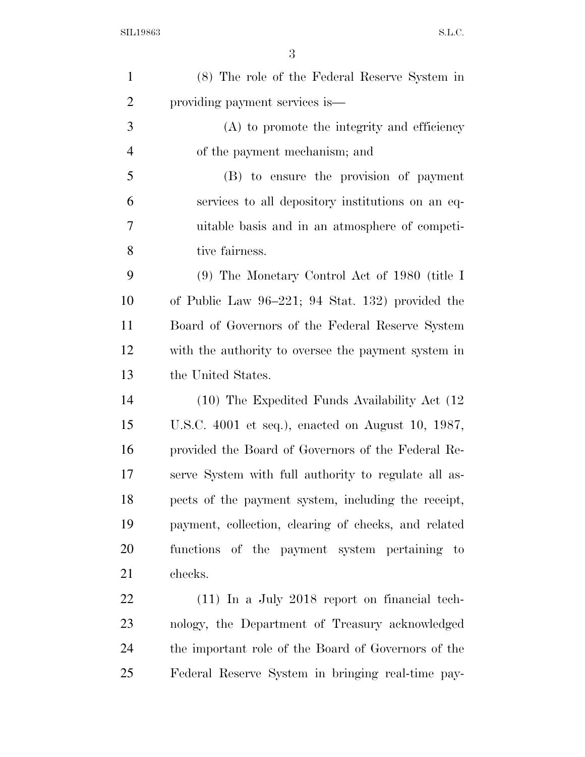(8) The role of the Federal Reserve System in providing payment services is—

(A) to promote the integrity and efficiency of the payment mechanism; and

(B) to ensure the provision of payment services to all depository institutions on an equitable basis and in an atmosphere of competitive fairness.

(9) The Monetary Control Act of 1980 (title I of Public Law 96–221; 94 Stat. 132) provided the Board of Governors of the Federal Reserve System with the authority to oversee the payment system in the United States.

(10) The Expedited Funds Availability Act (12 U.S.C. 4001 et seq.), enacted on August 10, 1987, provided the Board of Governors of the Federal Reserve System with full authority to regulate all aspects of the payment system, including the receipt, payment, collection, clearing of checks, and related functions of the payment system pertaining to checks.

(11) In a July 2018 report on financial technology, the Department of Treasury acknowledged the important role of the Board of Governors of the Federal Reserve System in bringing real-time pay-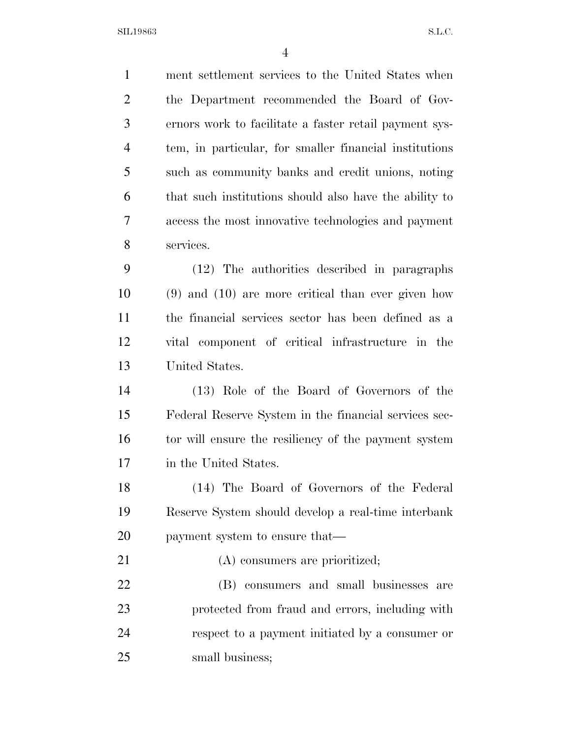ment settlement services to the United States when the Department recommended the Board of Governors work to facilitate a faster retail payment system, in particular, for smaller financial institutions such as community banks and credit unions, noting that such institutions should also have the ability to access the most innovative technologies and payment services.

(12) The authorities described in paragraphs (9) and (10) are more critical than ever given how the financial services sector has been defined as a vital component of critical infrastructure in the United States.

(13) Role of the Board of Governors of the Federal Reserve System in the financial services sector will ensure the resiliency of the payment system in the United States.

(14) The Board of Governors of the Federal Reserve System should develop a real-time interbank payment system to ensure that—

(A) consumers are prioritized;

(B) consumers and small businesses are protected from fraud and errors, including with respect to a payment initiated by a consumer or small business;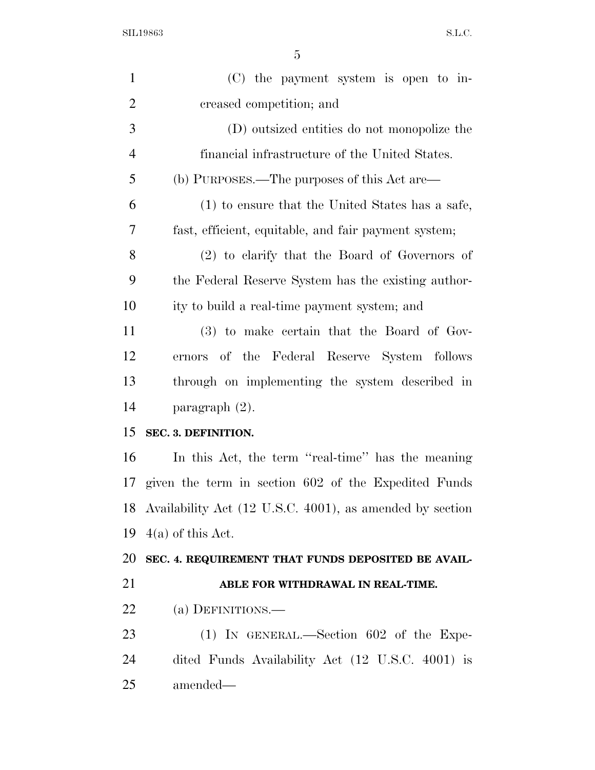(C) the payment system is open to increased competition; and

(D) outsized entities do not monopolize the financial infrastructure of the United States.

(b) PURPOSES.—The purposes of this Act are—

(1) to ensure that the United States has a safe, fast, efficient, equitable, and fair payment system;

(2) to clarify that the Board of Governors of the Federal Reserve System has the existing authority to build a real-time payment system; and

(3) to make certain that the Board of Governors of the Federal Reserve System follows through on implementing the system described in paragraph (2).

**SEC. 3. DEFINITION.**

In this Act, the term ''real-time'' has the meaning given the term in section 602 of the Expedited Funds Availability Act (12 U.S.C. 4001), as amended by section 4(a) of this Act.

**SEC. 4. REQUIREMENT THAT FUNDS DEPOSITED BE AVAILABLE FOR WITHDRAWAL IN REAL-TIME.**

(a) DEFINITIONS.—

(1) IN GENERAL.—Section 602 of the Expedited Funds Availability Act (12 U.S.C. 4001) is amended—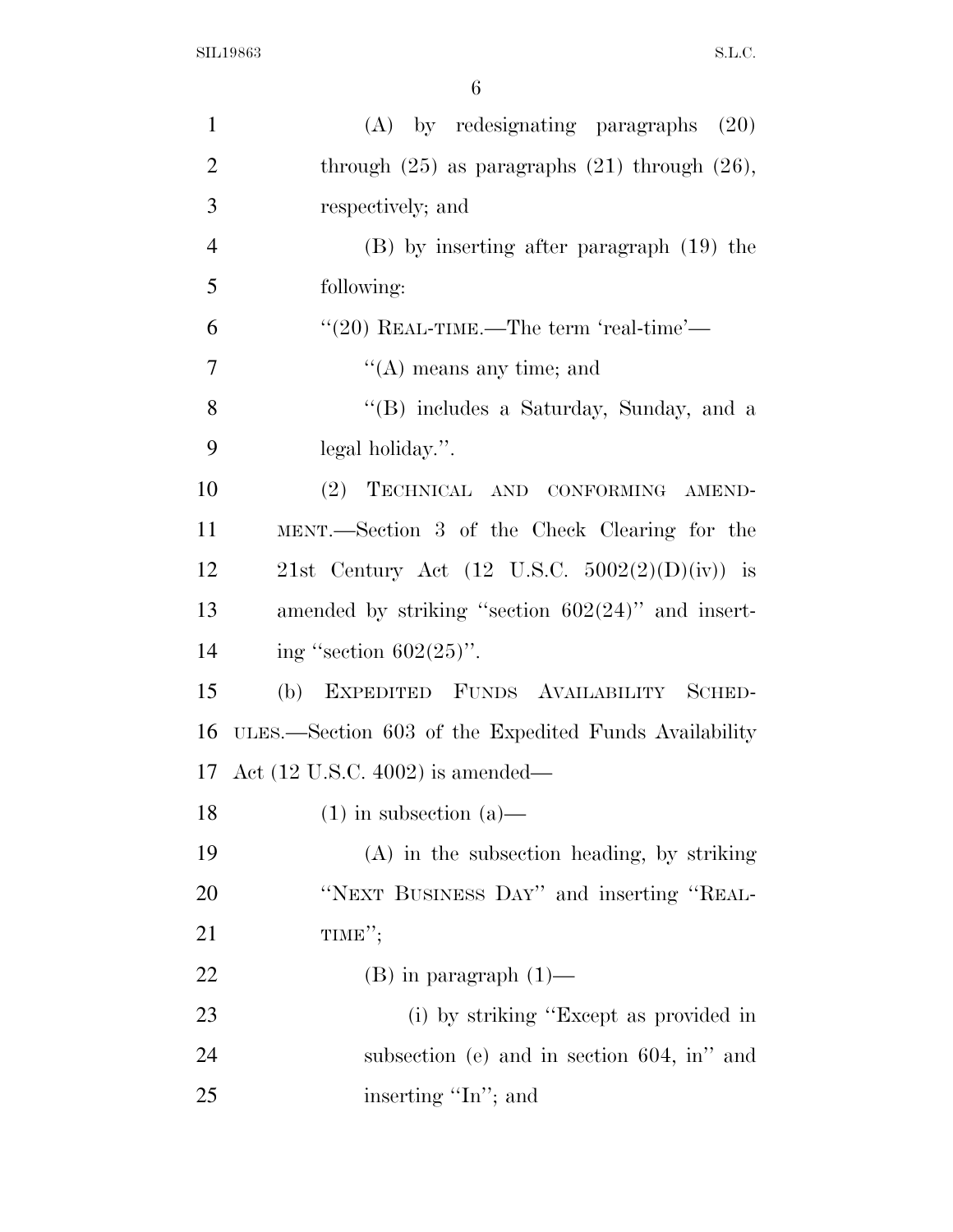(A) by redesignating paragraphs (20) through (25) as paragraphs (21) through (26), respectively; and

(B) by inserting after paragraph (19) the following:

"(20) REAL-TIME.—The term 'real-time'—

"(A) means any time; and

"(B) includes a Saturday, Sunday, and a legal holiday.".

(2) TECHNICAL AND CONFORMING AMENDMENT.—Section 3 of the Check Clearing for the 21st Century Act (12 U.S.C. 5002(2)(D)(iv)) is amended by striking "section 602(24)" and inserting "section 602(25)".

(b) EXPEDITED FUNDS AVAILABILITY SCHEDULES.—Section 603 of the Expedited Funds Availability Act (12 U.S.C. 4002) is amended—

(1) in subsection (a)—

(A) in the subsection heading, by striking "NEXT BUSINESS DAY" and inserting "REAL-TIME";

(B) in paragraph (1)—

(i) by striking "Except as provided in subsection (e) and in section 604, in" and inserting "In"; and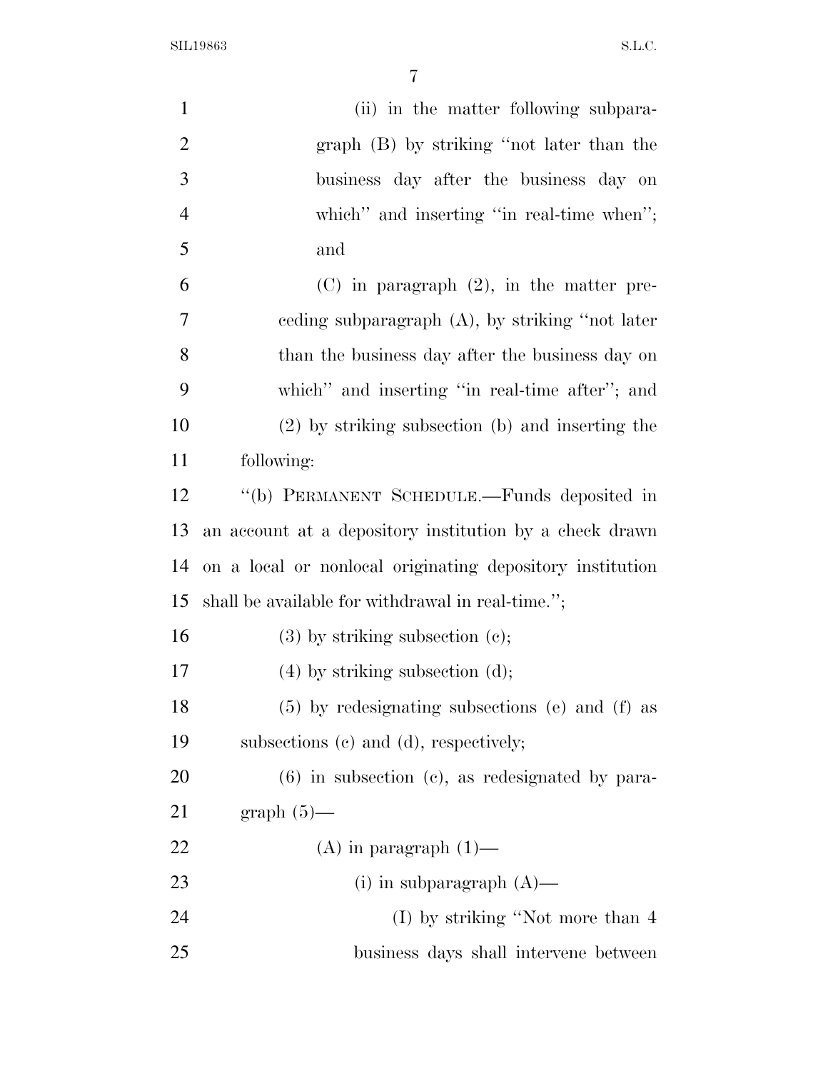(ii) in the matter following subparagraph (B) by striking "not later than the business day after the business day on which" and inserting "in real-time when"; and

(C) in paragraph (2), in the matter preceding subparagraph (A), by striking "not later than the business day after the business day on which" and inserting "in real-time after"; and

(2) by striking subsection (b) and inserting the following:

"(b) PERMANENT SCHEDULE.—Funds deposited in an account at a depository institution by a check drawn on a local or nonlocal originating depository institution shall be available for withdrawal in real-time.";

(3) by striking subsection (c);

(4) by striking subsection (d);

(5) by redesignating subsections (e) and (f) as subsections (c) and (d), respectively;

(6) in subsection (c), as redesignated by paragraph (5)—

(A) in paragraph (1)—

(i) in subparagraph (A)—

(I) by striking "Not more than 4 business days shall intervene between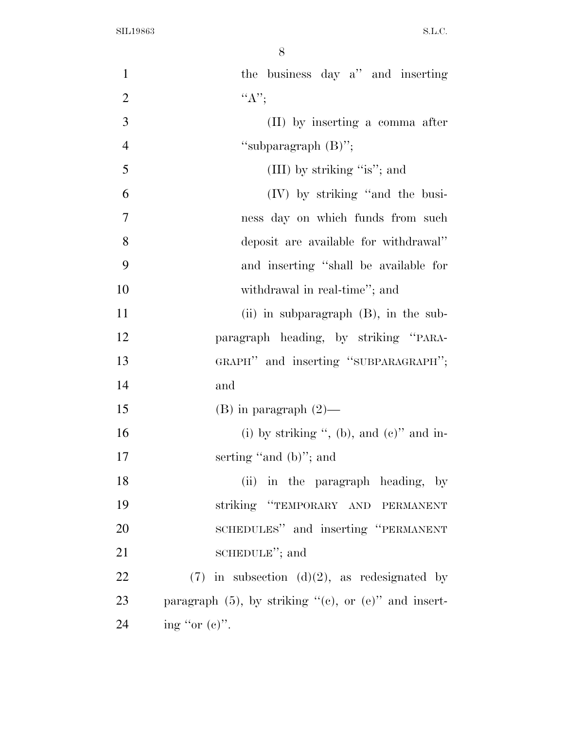the business day a'' and inserting ``A'';

(II) by inserting a comma after ``subparagraph (B)'';

(III) by striking ``is''; and

(IV) by striking ``and the business day on which funds from such deposit are available for withdrawal'' and inserting ``shall be available for withdrawal in real-time''; and

(ii) in subparagraph (B), in the subparagraph heading, by striking ``PARAGRAPH'' and inserting ``SUBPARAGRAPH''; and

(B) in paragraph (2)—

(i) by striking ``, (b), and (c)'' and inserting ``and (b)''; and

(ii) in the paragraph heading, by striking ``TEMPORARY AND PERMANENT SCHEDULES'' and inserting ``PERMANENT SCHEDULE''; and

(7) in subsection (d)(2), as redesignated by paragraph (5), by striking ``(c), or (e)'' and inserting ``or (c)''.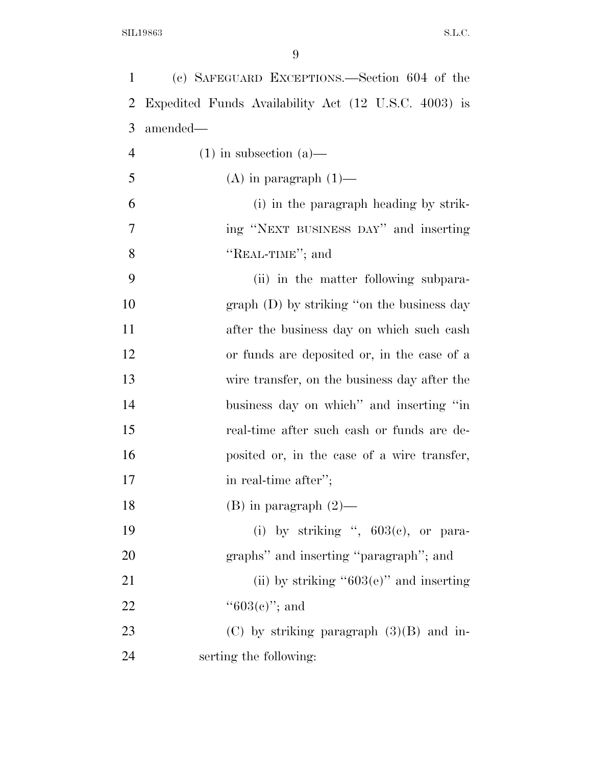(c) SAFEGUARD EXCEPTIONS.—Section 604 of the Expedited Funds Availability Act (12 U.S.C. 4003) is amended—

(1) in subsection (a)—

(A) in paragraph (1)—

(i) in the paragraph heading by striking "NEXT BUSINESS DAY" and inserting "REAL-TIME"; and

(ii) in the matter following subparagraph (D) by striking "on the business day after the business day on which such cash or funds are deposited or, in the case of a wire transfer, on the business day after the business day on which" and inserting "in real-time after such cash or funds are deposited or, in the case of a wire transfer, in real-time after";

(B) in paragraph (2)—

(i) by striking ", 603(c), or paragraphs" and inserting "paragraph"; and

(ii) by striking "603(e)" and inserting "603(c)"; and

(C) by striking paragraph (3)(B) and inserting the following: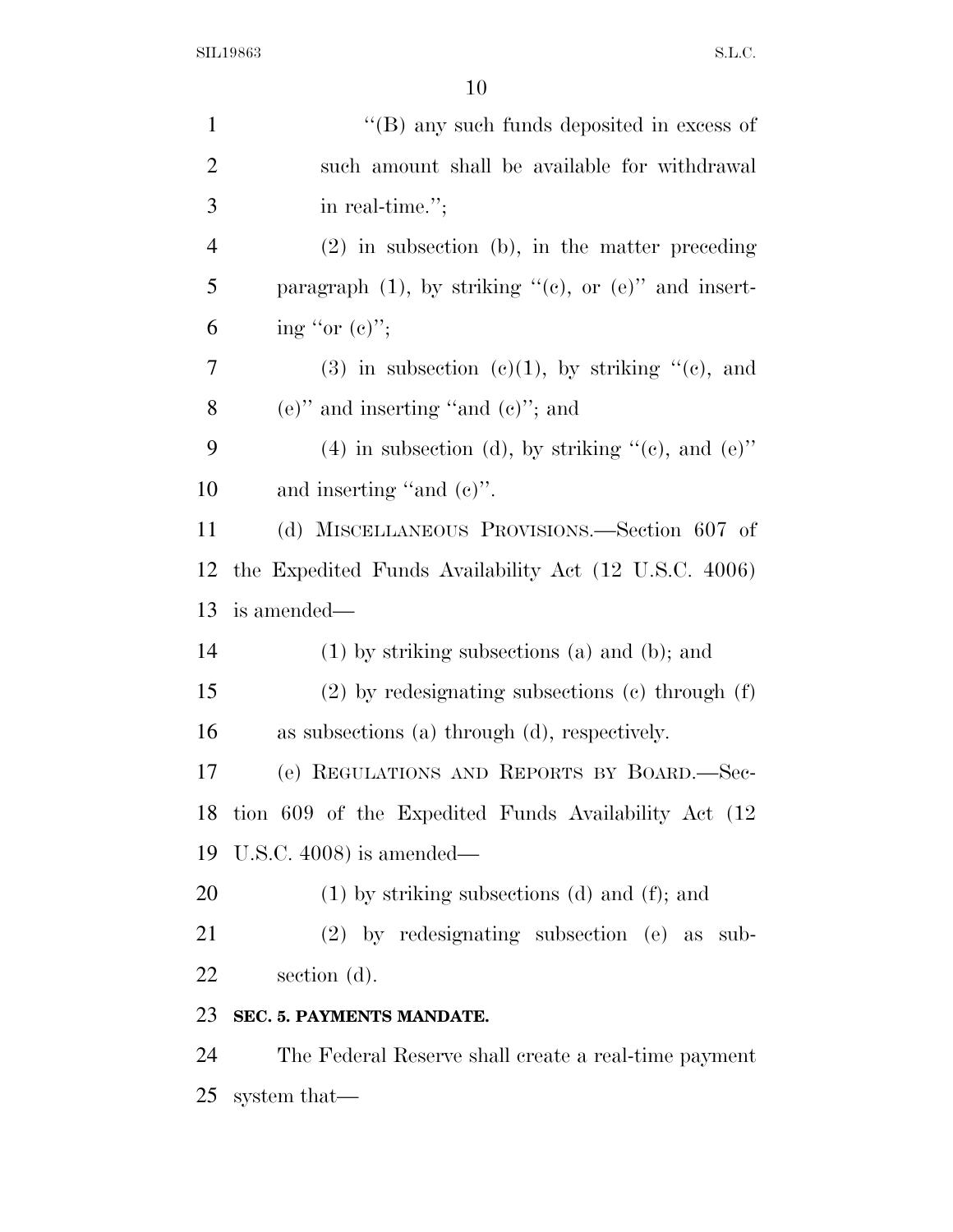"(B) any such funds deposited in excess of such amount shall be available for withdrawal in real-time.";

(2) in subsection (b), in the matter preceding paragraph (1), by striking "(c), or (e)" and inserting "or (c)";

(3) in subsection (c)(1), by striking "(c), and (e)" and inserting "and (c)"; and

(4) in subsection (d), by striking "(c), and (e)" and inserting "and (c)".

(d) MISCELLANEOUS PROVISIONS.—Section 607 of the Expedited Funds Availability Act (12 U.S.C. 4006) is amended—

(1) by striking subsections (a) and (b); and

(2) by redesignating subsections (c) through (f) as subsections (a) through (d), respectively.

(e) REGULATIONS AND REPORTS BY BOARD.—Section 609 of the Expedited Funds Availability Act (12 U.S.C. 4008) is amended—

(1) by striking subsections (d) and (f); and

(2) by redesignating subsection (e) as subsection (d).

**SEC. 5. PAYMENTS MANDATE.**

The Federal Reserve shall create a real-time payment system that—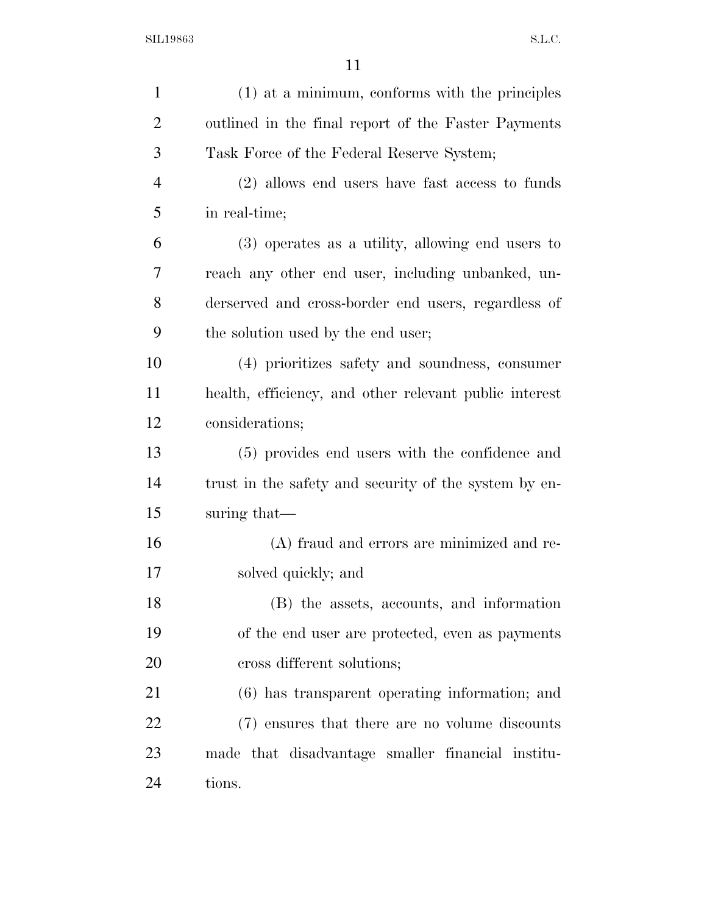(1) at a minimum, conforms with the principles outlined in the final report of the Faster Payments Task Force of the Federal Reserve System;

(2) allows end users have fast access to funds in real-time;

(3) operates as a utility, allowing end users to reach any other end user, including unbanked, underserved and cross-border end users, regardless of the solution used by the end user;

(4) prioritizes safety and soundness, consumer health, efficiency, and other relevant public interest considerations;

(5) provides end users with the confidence and trust in the safety and security of the system by ensuring that—

(A) fraud and errors are minimized and resolved quickly; and

(B) the assets, accounts, and information of the end user are protected, even as payments cross different solutions;

(6) has transparent operating information; and

(7) ensures that there are no volume discounts made that disadvantage smaller financial institutions.